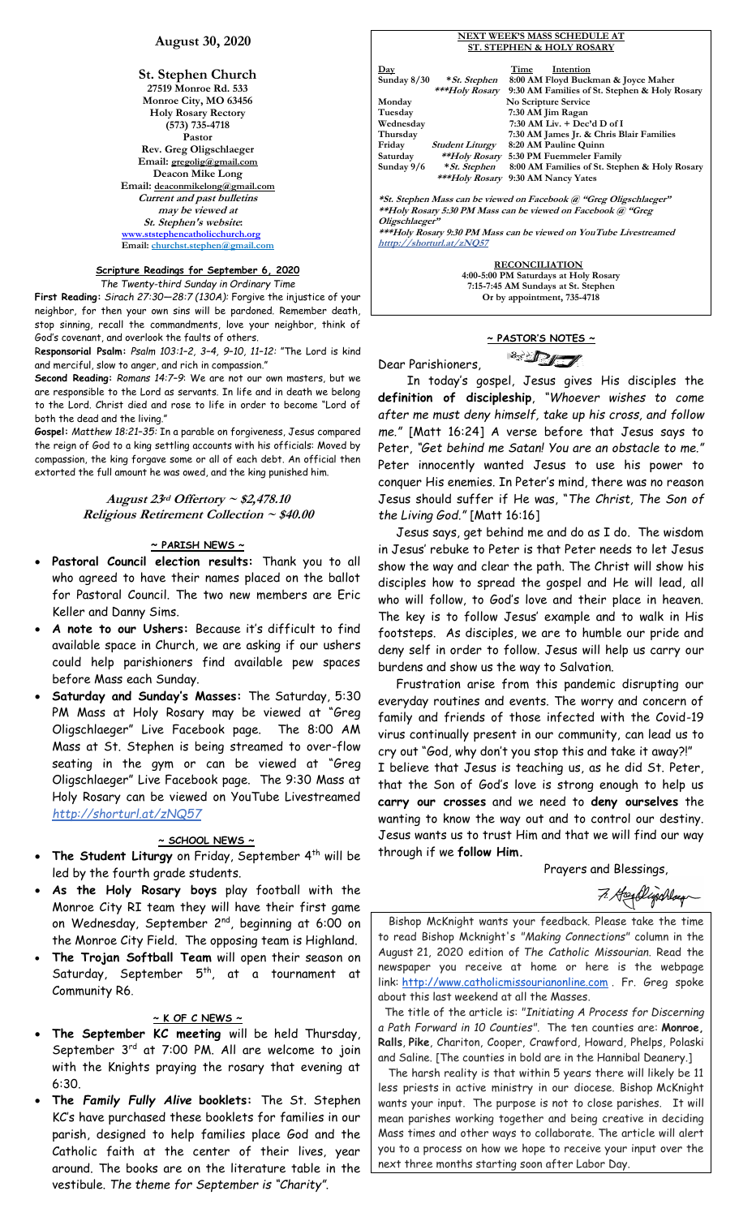## August 30, 2020

**St. Stephen Church**
27519 Monroe Rd. 533
Monroe City, MO 63456
Holy Rosary Rectory
(573) 735-4718
Pastor
Rev. Greg Oligschlaeger
Email: gregolig@gmail.com
Deacon Mike Long
Email: deaconmikelong@gmail.com
*Current and past bulletins may be viewed at St. Stephen's website:*
www.ststephencatholicchurch.org
Email: churchst.stephen@gmail.com

### Scripture Readings for September 6, 2020

*The Twenty-third Sunday in Ordinary Time*

**First Reading:** *Sirach 27:30—28:7 (130A):* Forgive the injustice of your neighbor, for then your own sins will be pardoned. Remember death, stop sinning, recall the commandments, love your neighbor, think of God's covenant, and overlook the faults of others.

**Responsorial Psalm:** *Psalm 103:1–2, 3–4, 9–10, 11–12:* "The Lord is kind and merciful, slow to anger, and rich in compassion."

**Second Reading:** *Romans 14:7–9:* We are not our own masters, but we are responsible to the Lord as servants. In life and in death we belong to the Lord. Christ died and rose to life in order to become "Lord of both the dead and the living."

**Gospel:** *Matthew 18:21–35:* In a parable on forgiveness, Jesus compared the reign of God to a king settling accounts with his officials: Moved by compassion, the king forgave some or all of each debt. An official then extorted the full amount he was owed, and the king punished him.

***August 23rd Offertory ~ $2,478.10***
***Religious Retirement Collection ~ $40.00***

### ~ PARISH NEWS ~

- **Pastoral Council election results:** Thank you to all who agreed to have their names placed on the ballot for Pastoral Council. The two new members are Eric Keller and Danny Sims.
- **A note to our Ushers:** Because it's difficult to find available space in Church, we are asking if our ushers could help parishioners find available pew spaces before Mass each Sunday.
- **Saturday and Sunday's Masses:** The Saturday, 5:30 PM Mass at Holy Rosary may be viewed at "Greg Oligschlaeger" Live Facebook page. The 8:00 AM Mass at St. Stephen is being streamed to over-flow seating in the gym or can be viewed at "Greg Oligschlaeger" Live Facebook page. The 9:30 Mass at Holy Rosary can be viewed on YouTube Livestreamed *http://shorturl.at/zNQ57*

### ~ SCHOOL NEWS ~

- **The Student Liturgy** on Friday, September 4th will be led by the fourth grade students.
- **As the Holy Rosary boys** play football with the Monroe City RI team they will have their first game on Wednesday, September 2nd, beginning at 6:00 on the Monroe City Field. The opposing team is Highland.
- **The Trojan Softball Team** will open their season on Saturday, September 5th, at a tournament at Community R6.

### ~ K OF C NEWS ~

- **The September KC meeting** will be held Thursday, September 3rd at 7:00 PM. All are welcome to join with the Knights praying the rosary that evening at 6:30.
- **The *Family Fully Alive* booklets:** The St. Stephen KC's have purchased these booklets for families in our parish, designed to help families place God and the Catholic faith at the center of their lives, year around. The books are on the literature table in the vestibule. *The theme for September is "Charity".*

### NEXT WEEK'S MASS SCHEDULE AT ST. STEPHEN & HOLY ROSARY

| Day | | Time Intention |
|---|---|---|
| Sunday 8/30 | *St. Stephen | 8:00 AM Floyd Buckman & Joyce Maher |
| | ***Holy Rosary | 9:30 AM Families of St. Stephen & Holy Rosary |
| Monday | | No Scripture Service |
| Tuesday | | 7:30 AM Jim Ragan |
| Wednesday | | 7:30 AM Liv. + Dec'd D of I |
| Thursday | | 7:30 AM James Jr. & Chris Blair Families |
| Friday | Student Liturgy | 8:20 AM Pauline Quinn |
| Saturday | **Holy Rosary | 5:30 PM Fuemmeler Family |
| Sunday 9/6 | *St. Stephen | 8:00 AM Families of St. Stephen & Holy Rosary |
| | ***Holy Rosary | 9:30 AM Nancy Yates |

*\*St. Stephen Mass can be viewed on Facebook @ "Greg Oligschlaeger"*
*\*\*Holy Rosary 5:30 PM Mass can be viewed on Facebook @ "Greg Oligschlaeger"*
*\*\*\*Holy Rosary 9:30 PM Mass can be viewed on YouTube Livestreamed* *http://shorturl.at/zNQ57*

**RECONCILIATION**
4:00-5:00 PM Saturdays at Holy Rosary
7:15-7:45 AM Sundays at St. Stephen
Or by appointment, 735-4718

### ~ PASTOR'S NOTES ~

Dear Parishioners,

In today's gospel, Jesus gives His disciples the **definition of discipleship**, "*Whoever wishes to come after me must deny himself, take up his cross, and follow me.*" [Matt 16:24] A verse before that Jesus says to Peter, "*Get behind me Satan! You are an obstacle to me.*" Peter innocently wanted Jesus to use his power to conquer His enemies. In Peter's mind, there was no reason Jesus should suffer if He was, "*The Christ, The Son of the Living God.*" [Matt 16:16]

Jesus says, get behind me and do as I do. The wisdom in Jesus' rebuke to Peter is that Peter needs to let Jesus show the way and clear the path. The Christ will show his disciples how to spread the gospel and He will lead, all who will follow, to God's love and their place in heaven. The key is to follow Jesus' example and to walk in His footsteps. As disciples, we are to humble our pride and deny self in order to follow. Jesus will help us carry our burdens and show us the way to Salvation.

Frustration arise from this pandemic disrupting our everyday routines and events. The worry and concern of family and friends of those infected with the Covid-19 virus continually present in our community, can lead us to cry out "God, why don't you stop this and take it away?!" I believe that Jesus is teaching us, as he did St. Peter, that the Son of God's love is strong enough to help us **carry our crosses** and we need to **deny ourselves** the wanting to know the way out and to control our destiny. Jesus wants us to trust Him and that we will find our way through if we **follow Him.**

Prayers and Blessings,

Bishop McKnight wants your feedback. Please take the time to read Bishop Mcknight's *"Making Connections"* column in the August 21, 2020 edition of *The Catholic Missourian*. Read the newspaper you receive at home or here is the webpage link: http://www.catholicmissourianonline.com . Fr. Greg spoke about this last weekend at all the Masses.

The title of the article is: *"Initiating A Process for Discerning a Path Forward in 10 Counties".* The ten counties are: **Monroe, Ralls**, **Pike**, Chariton, Cooper, Crawford, Howard, Phelps, Polaski and Saline. [The counties in bold are in the Hannibal Deanery.]

The harsh reality is that within 5 years there will likely be 11 less priests in active ministry in our diocese. Bishop McKnight wants your input. The purpose is not to close parishes. It will mean parishes working together and being creative in deciding Mass times and other ways to collaborate. The article will alert you to a process on how we hope to receive your input over the next three months starting soon after Labor Day.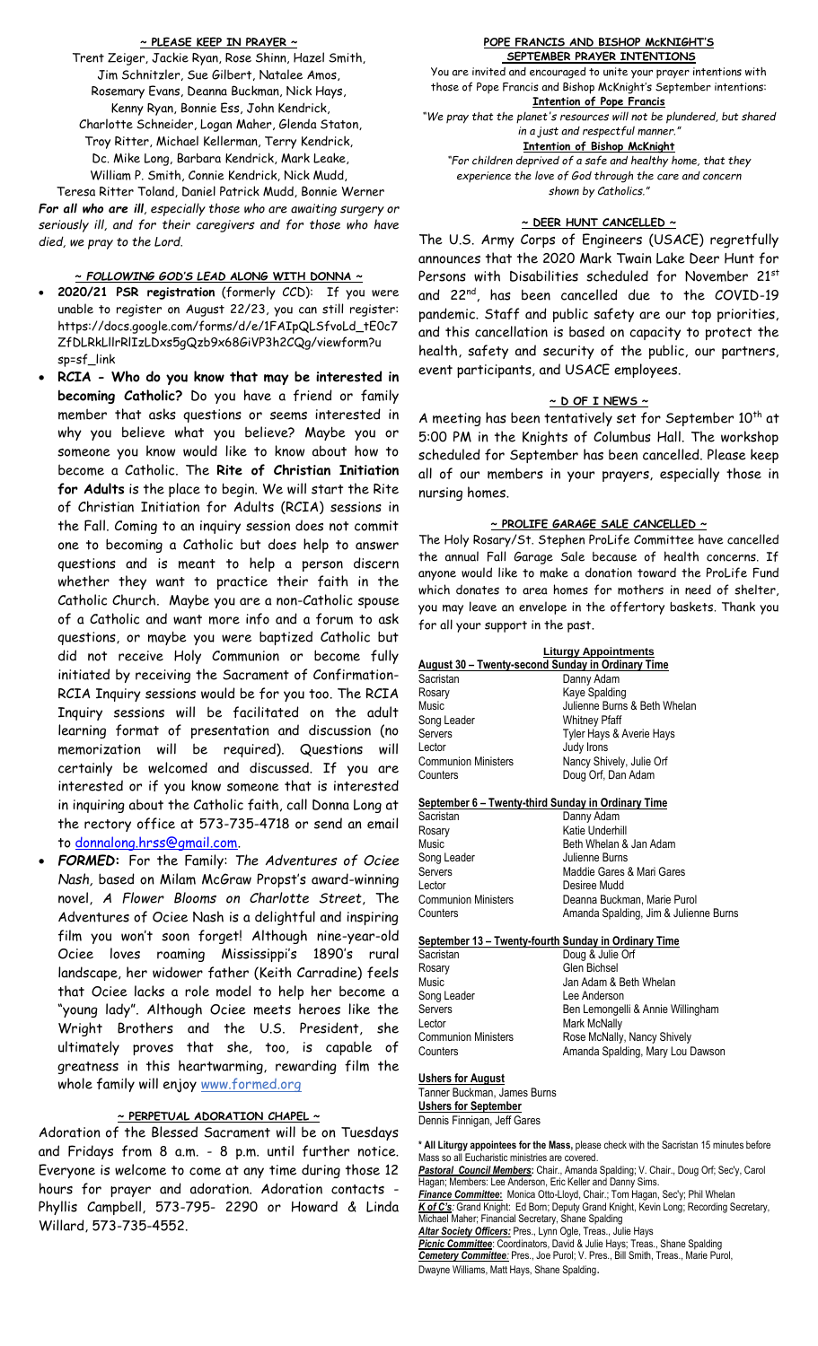## ~ PLEASE KEEP IN PRAYER ~

Trent Zeiger, Jackie Ryan, Rose Shinn, Hazel Smith, Jim Schnitzler, Sue Gilbert, Natalee Amos, Rosemary Evans, Deanna Buckman, Nick Hays, Kenny Ryan, Bonnie Ess, John Kendrick, Charlotte Schneider, Logan Maher, Glenda Staton, Troy Ritter, Michael Kellerman, Terry Kendrick, Dc. Mike Long, Barbara Kendrick, Mark Leake, William P. Smith, Connie Kendrick, Nick Mudd, Teresa Ritter Toland, Daniel Patrick Mudd, Bonnie Werner

***For all who are ill**, especially those who are awaiting surgery or seriously ill, and for their caregivers and for those who have died, we pray to the Lord.*

## ~ *FOLLOWING GOD'S LEAD* ALONG WITH DONNA ~

- **2020/21 PSR registration** (formerly CCD): If you were unable to register on August 22/23, you can still register: https://docs.google.com/forms/d/e/1FAIpQLSfvoLd_tE0c7ZfDLRkLllrRlIzLDxs5gQzb9x68GiVP3h2CQg/viewform?usp=sf_link
- **RCIA - Who do you know that may be interested in becoming Catholic?** Do you have a friend or family member that asks questions or seems interested in why you believe what you believe? Maybe you or someone you know would like to know about how to become a Catholic. The **Rite of Christian Initiation for Adults** is the place to begin. We will start the Rite of Christian Initiation for Adults (RCIA) sessions in the Fall. Coming to an inquiry session does not commit one to becoming a Catholic but does help to answer questions and is meant to help a person discern whether they want to practice their faith in the Catholic Church. Maybe you are a non-Catholic spouse of a Catholic and want more info and a forum to ask questions, or maybe you were baptized Catholic but did not receive Holy Communion or become fully initiated by receiving the Sacrament of Confirmation-RCIA Inquiry sessions would be for you too. The RCIA Inquiry sessions will be facilitated on the adult learning format of presentation and discussion (no memorization will be required). Questions will certainly be welcomed and discussed. If you are interested or if you know someone that is interested in inquiring about the Catholic faith, call Donna Long at the rectory office at 573-735-4718 or send an email to donnalong.hrss@gmail.com.
- ***FORMED:*** For the Family: *The Adventures of Ociee Nash,* based on Milam McGraw Propst's award-winning novel, *A Flower Blooms on Charlotte Street*, The Adventures of Ociee Nash is a delightful and inspiring film you won't soon forget! Although nine-year-old Ociee loves roaming Mississippi's 1890's rural landscape, her widower father (Keith Carradine) feels that Ociee lacks a role model to help her become a "young lady". Although Ociee meets heroes like the Wright Brothers and the U.S. President, she ultimately proves that she, too, is capable of greatness in this heartwarming, rewarding film the whole family will enjoy www.formed.org

## ~ PERPETUAL ADORATION CHAPEL ~

Adoration of the Blessed Sacrament will be on Tuesdays and Fridays from 8 a.m. - 8 p.m. until further notice. Everyone is welcome to come at any time during those 12 hours for prayer and adoration. Adoration contacts - Phyllis Campbell, 573-795- 2290 or Howard & Linda Willard, 573-735-4552.

## POPE FRANCIS AND BISHOP McKNIGHT'S SEPTEMBER PRAYER INTENTIONS

You are invited and encouraged to unite your prayer intentions with those of Pope Francis and Bishop McKnight's September intentions:

**Intention of Pope Francis**

*"We pray that the planet's resources will not be plundered, but shared in a just and respectful manner."*

**Intention of Bishop McKnight**

*"For children deprived of a safe and healthy home, that they experience the love of God through the care and concern shown by Catholics."*

## ~ DEER HUNT CANCELLED ~

The U.S. Army Corps of Engineers (USACE) regretfully announces that the 2020 Mark Twain Lake Deer Hunt for Persons with Disabilities scheduled for November 21st and 22nd, has been cancelled due to the COVID-19 pandemic. Staff and public safety are our top priorities, and this cancellation is based on capacity to protect the health, safety and security of the public, our partners, event participants, and USACE employees.

## ~ D OF I NEWS ~

A meeting has been tentatively set for September 10th at 5:00 PM in the Knights of Columbus Hall. The workshop scheduled for September has been cancelled. Please keep all of our members in your prayers, especially those in nursing homes.

## ~ PROLIFE GARAGE SALE CANCELLED ~

The Holy Rosary/St. Stephen ProLife Committee have cancelled the annual Fall Garage Sale because of health concerns. If anyone would like to make a donation toward the ProLife Fund which donates to area homes for mothers in need of shelter, you may leave an envelope in the offertory baskets. Thank you for all your support in the past.

### Liturgy Appointments

**August 30 – Twenty-second Sunday in Ordinary Time**

| | |
|---|---|
| Sacristan | Danny Adam |
| Rosary | Kaye Spalding |
| Music | Julienne Burns & Beth Whelan |
| Song Leader | Whitney Pfaff |
| Servers | Tyler Hays & Averie Hays |
| Lector | Judy Irons |
| Communion Ministers | Nancy Shively, Julie Orf |
| Counters | Doug Orf, Dan Adam |

**September 6 – Twenty-third Sunday in Ordinary Time**

| | |
|---|---|
| Sacristan | Danny Adam |
| Rosary | Katie Underhill |
| Music | Beth Whelan & Jan Adam |
| Song Leader | Julienne Burns |
| Servers | Maddie Gares & Mari Gares |
| Lector | Desiree Mudd |
| Communion Ministers | Deanna Buckman, Marie Purol |
| Counters | Amanda Spalding, Jim & Julienne Burns |

**September 13 – Twenty-fourth Sunday in Ordinary Time**

| | |
|---|---|
| Sacristan | Doug & Julie Orf |
| Rosary | Glen Bichsel |
| Music | Jan Adam & Beth Whelan |
| Song Leader | Lee Anderson |
| Servers | Ben Lemongelli & Annie Willingham |
| Lector | Mark McNally |
| Communion Ministers | Rose McNally, Nancy Shively |
| Counters | Amanda Spalding, Mary Lou Dawson |

**Ushers for August**
Tanner Buckman, James Burns

**Ushers for September**
Dennis Finnigan, Jeff Gares

\* **All Liturgy appointees for the Mass,** please check with the Sacristan 15 minutes before Mass so all Eucharistic ministries are covered.

***Pastoral Council Members:*** Chair., Amanda Spalding; V. Chair., Doug Orf; Sec'y, Carol Hagan; Members: Lee Anderson, Eric Keller and Danny Sims.

***Finance Committee:*** Monica Otto-Lloyd, Chair.; Tom Hagan, Sec'y; Phil Whelan

***K of C's***: Grand Knight: Ed Bom; Deputy Grand Knight, Kevin Long; Recording Secretary, Michael Maher; Financial Secretary, Shane Spalding

***Altar Society Officers:*** Pres., Lynn Ogle, Treas., Julie Hays

***Picnic Committee***: Coordinators, David & Julie Hays; Treas., Shane Spalding

***Cemetery Committee:*** Pres., Joe Purol; V. Pres., Bill Smith, Treas., Marie Purol, Dwayne Williams, Matt Hays, Shane Spalding.